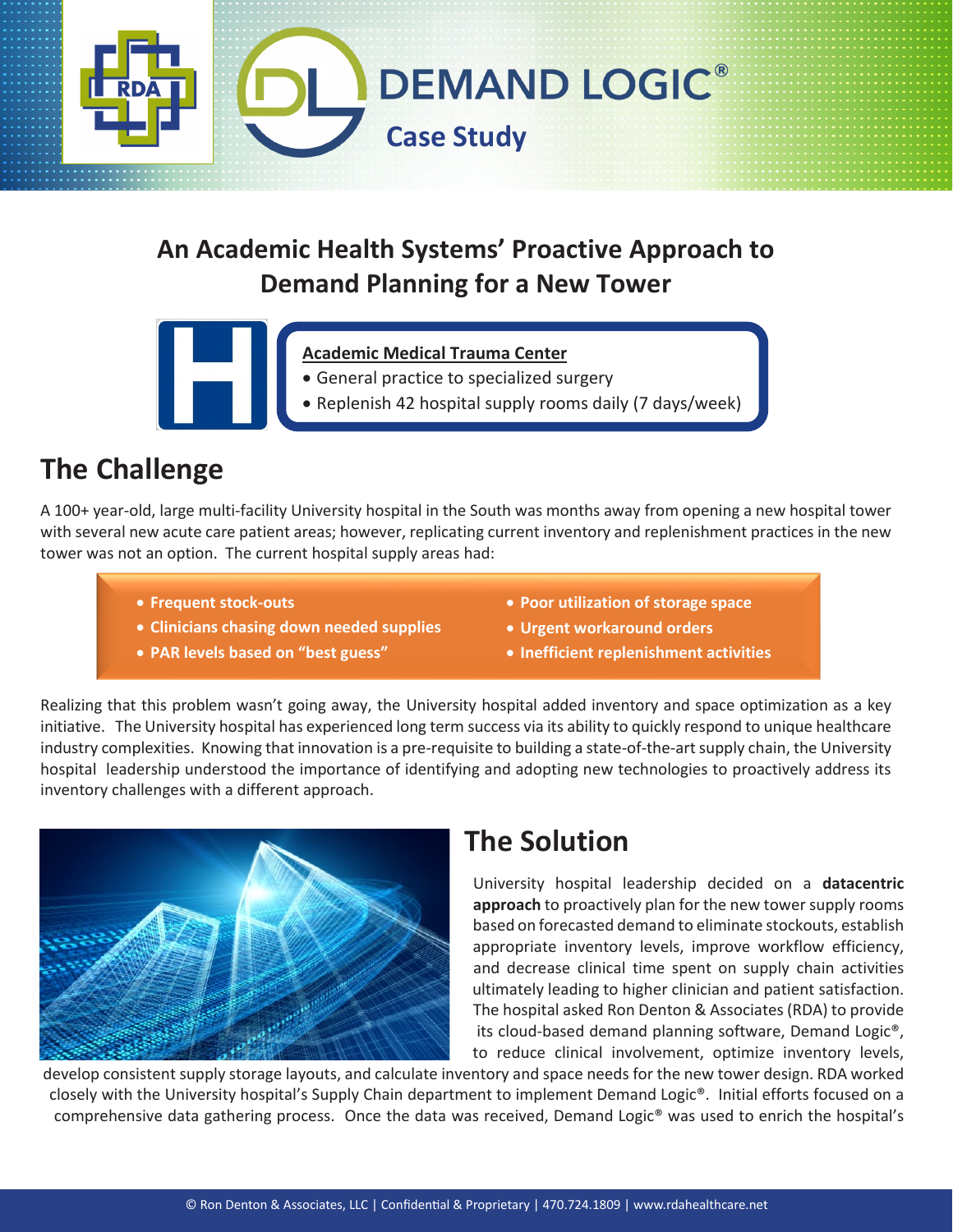DEMAND LOGIC®

Case Study

# An Academic Health Systems' Proactive Approach to Demand Planning for a New Tower

**Academic Medical Trauma Center**

- General practice to specialized surgery
- Replenish 42 hospital supply rooms daily (7 days/week)

## The Challenge

A 100+ year-old, large multi-facility University hospital in the South was months away from opening a new hospital tower with several new acute care patient areas; however, replicating current inventory and replenishment practices in the new tower was not an option. The current hospital supply areas had:

- **Frequent stock-outs**
- **Clinicians chasing down needed supplies**
- **PAR levels based on "best guess"**
- **Poor utilization of storage space**
- **Urgent workaround orders**
- **Inefficient replenishment activities**

Realizing that this problem wasn't going away, the University hospital added inventory and space optimization as a key initiative. The University hospital has experienced long term success via its ability to quickly respond to unique healthcare industry complexities. Knowing that innovation is a pre-requisite to building a state-of-the-art supply chain, the University hospital leadership understood the importance of identifying and adopting new technologies to proactively address its inventory challenges with a different approach.

## The Solution

University hospital leadership decided on a **datacentric approach** to proactively plan for the new tower supply rooms based on forecasted demand to eliminate stockouts, establish appropriate inventory levels, improve workflow efficiency, and decrease clinical time spent on supply chain activities ultimately leading to higher clinician and patient satisfaction. The hospital asked Ron Denton & Associates (RDA) to provide its cloud-based demand planning software, Demand Logic®, to reduce clinical involvement, optimize inventory levels, develop consistent supply storage layouts, and calculate inventory and space needs for the new tower design. RDA worked closely with the University hospital's Supply Chain department to implement Demand Logic®. Initial efforts focused on a comprehensive data gathering process. Once the data was received, Demand Logic® was used to enrich the hospital's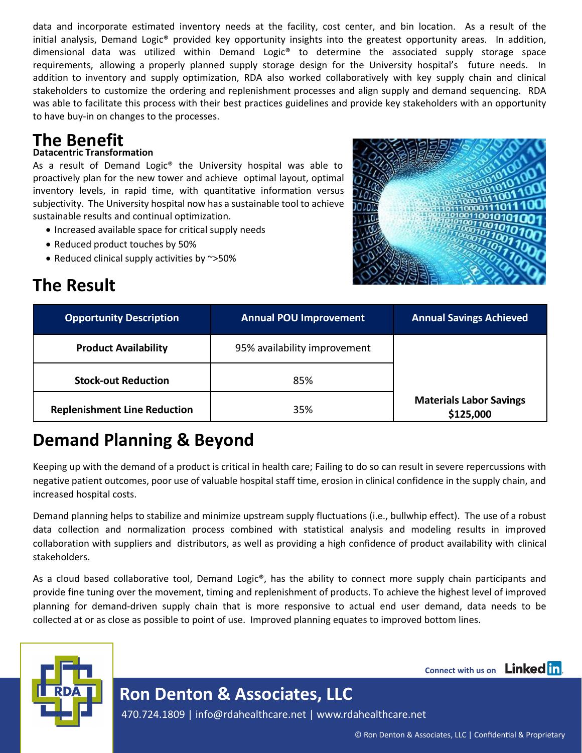data and incorporate estimated inventory needs at the facility, cost center, and bin location. As a result of the initial analysis, Demand Logic® provided key opportunity insights into the greatest opportunity areas. In addition, dimensional data was utilized within Demand Logic® to determine the associated supply storage space requirements, allowing a properly planned supply storage design for the University hospital's future needs. In addition to inventory and supply optimization, RDA also worked collaboratively with key supply chain and clinical stakeholders to customize the ordering and replenishment processes and align supply and demand sequencing. RDA was able to facilitate this process with their best practices guidelines and provide key stakeholders with an opportunity to have buy-in on changes to the processes.

## The Benefit

**Datacentric Transformation**

As a result of Demand Logic® the University hospital was able to proactively plan for the new tower and achieve optimal layout, optimal inventory levels, in rapid time, with quantitative information versus subjectivity. The University hospital now has a sustainable tool to achieve sustainable results and continual optimization.

- Increased available space for critical supply needs
- Reduced product touches by 50%
- Reduced clinical supply activities by ~>50%

## The Result

| Opportunity Description | Annual POU Improvement | Annual Savings Achieved |
|---|---|---|
| **Product Availability** | 95% availability improvement | |
| **Stock-out Reduction** | 85% | |
| **Replenishment Line Reduction** | 35% | **Materials Labor Savings $125,000** |

## Demand Planning & Beyond

Keeping up with the demand of a product is critical in health care; Failing to do so can result in severe repercussions with negative patient outcomes, poor use of valuable hospital staff time, erosion in clinical confidence in the supply chain, and increased hospital costs.

Demand planning helps to stabilize and minimize upstream supply fluctuations (i.e., bullwhip effect). The use of a robust data collection and normalization process combined with statistical analysis and modeling results in improved collaboration with suppliers and distributors, as well as providing a high confidence of product availability with clinical stakeholders.

As a cloud based collaborative tool, Demand Logic®, has the ability to connect more supply chain participants and provide fine tuning over the movement, timing and replenishment of products. To achieve the highest level of improved planning for demand-driven supply chain that is more responsive to actual end user demand, data needs to be collected at or as close as possible to point of use. Improved planning equates to improved bottom lines.

Connect with us on LinkedIn.

**Ron Denton & Associates, LLC**

470.724.1809 | info@rdahealthcare.net | www.rdahealthcare.net

© Ron Denton & Associates, LLC | Confidential & Proprietary